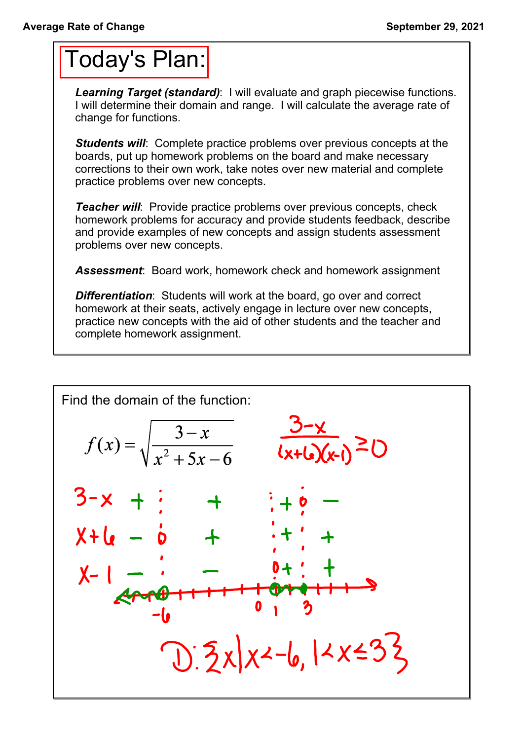# Today's Plan:

***Learning Target (standard)***: I will evaluate and graph piecewise functions. I will determine their domain and range. I will calculate the average rate of change for functions.

***Students will***: Complete practice problems over previous concepts at the boards, put up homework problems on the board and make necessary corrections to their own work, take notes over new material and complete practice problems over new concepts.

***Teacher will***: Provide practice problems over previous concepts, check homework problems for accuracy and provide students feedback, describe and provide examples of new concepts and assign students assessment problems over new concepts.

***Assessment***: Board work, homework check and homework assignment

***Differentiation***: Students will work at the board, go over and correct homework at their seats, actively engage in lecture over new concepts, practice new concepts with the aid of other students and the teacher and complete homework assignment.

---

Find the domain of the function:

$$f(x) = \sqrt{\frac{3-x}{x^2+5x-6}}$$

$$\frac{3-x}{(x+6)(x-1)} \geq 0$$

| | $x<-6$ | $-6<x<1$ | $1<x<3$ | $x>3$ |
|---|---|---|---|---|
| $3-x$ | + | + | + | − |
| $x+6$ | − | + | + | + |
| $x-1$ | − | − | + | + |

Number line with marked points: $-6$ (open), $0$, $1$ (open), $3$ (closed)

$$D: \{x \mid x<-6,\ 1<x\leq 3\}$$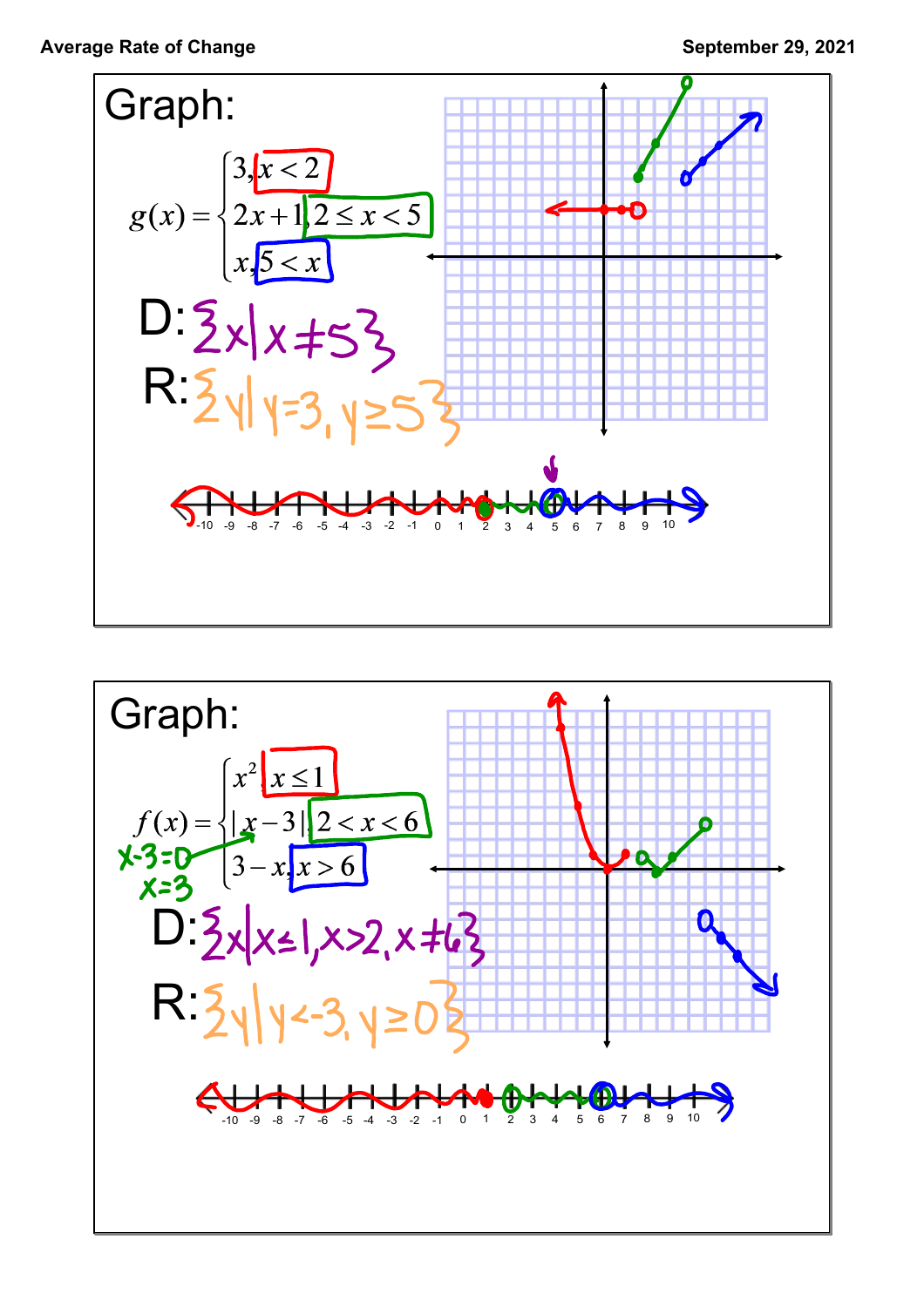## Graph:

$$g(x) = \begin{cases} 3, & x < 2 \\ 2x+1, & 2 \le x < 5 \\ x, & 5 < x \end{cases}$$

D: $\{x \mid x \neq 5\}$

R: $\{y \mid y = 3, y \geq 5\}$

## Graph:

$$f(x) = \begin{cases} x^2, & x \le 1 \\ |x-3|, & 2 < x < 6 \\ 3-x, & x > 6 \end{cases}$$

$x - 3 = 0$

$x = 3$

D: $\{x \mid x \leq 1, x > 2, x \neq 6\}$

R: $\{y \mid y < -3, y \geq 0\}$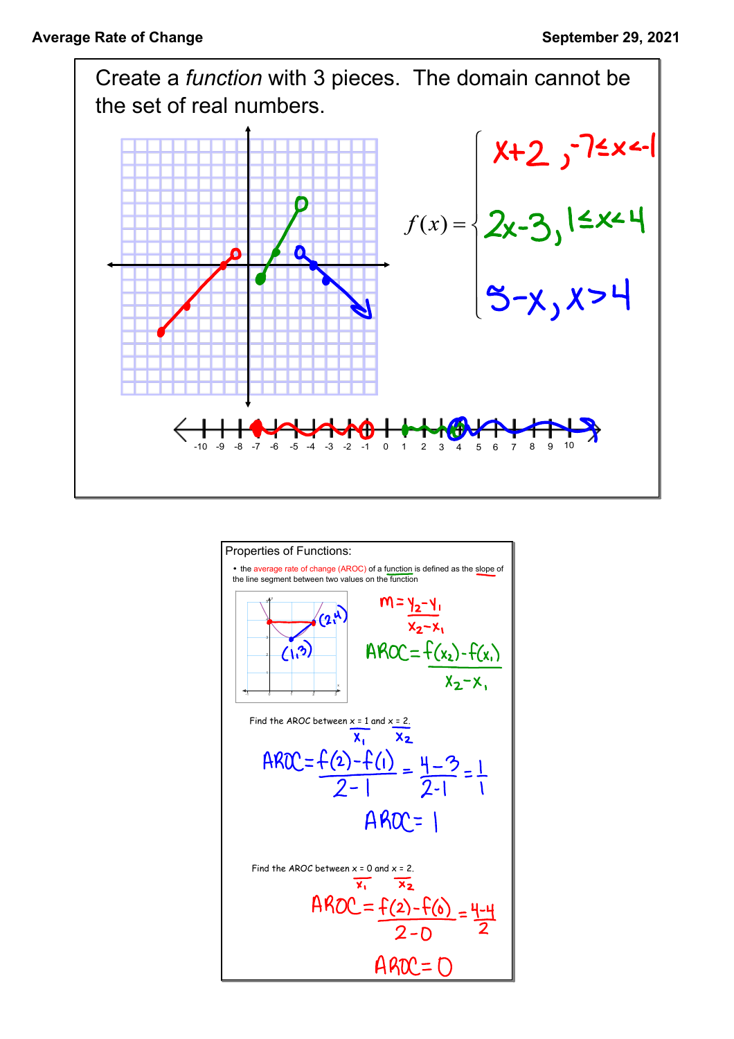**Average Rate of Change** — **September 29, 2021**

Create a *function* with 3 pieces. The domain cannot be the set of real numbers.

$$f(x) = \begin{cases} x+2, & -7 \le x < -1 \\ 2x-3, & 1 \le x < 4 \\ 5-x, & x > 4 \end{cases}$$

Properties of Functions:

- the average rate of change (AROC) of a function is defined as the slope of the line segment between two values on the function

$$m = \frac{y_2 - y_1}{x_2 - x_1}$$

$$AROC = \frac{f(x_2) - f(x_1)}{x_2 - x_1}$$

$(2, 4)$ $(1, 3)$

Find the AROC between $x = 1$ and $x = 2$.

$x_1$ $x_2$

$$AROC = \frac{f(2) - f(1)}{2 - 1} = \frac{4 - 3}{2 - 1} = \frac{1}{1}$$

$$AROC = 1$$

Find the AROC between $x = 0$ and $x = 2$.

$x_1$ $x_2$

$$AROC = \frac{f(2) - f(0)}{2 - 0} = \frac{4 - 4}{2}$$

$$AROC = 0$$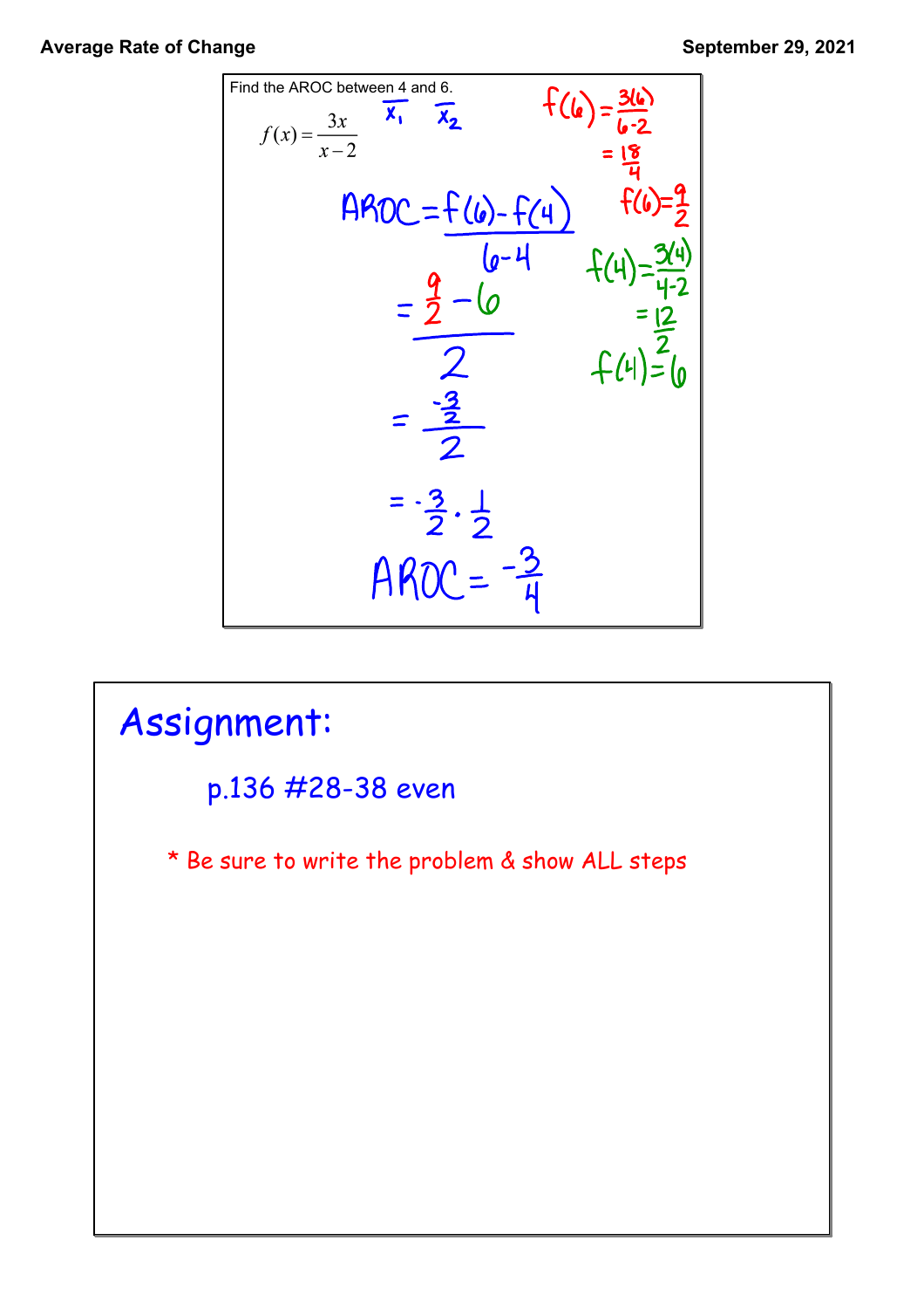Find the AROC between 4 and 6.

$$f(x) = \frac{3x}{x-2}$$

$x_1$ $x_2$

$$f(6) = \frac{3(6)}{6-2} = \frac{18}{4}$$

$$f(6) = \frac{9}{2}$$

$$f(4) = \frac{3(4)}{4-2} = \frac{12}{2}$$

$$f(4) = 6$$

$$AROC = \frac{f(6) - f(4)}{6-4}$$

$$= \frac{\frac{9}{2} - 6}{2}$$

$$= \frac{-\frac{3}{2}}{2}$$

$$= -\frac{3}{2} \cdot \frac{1}{2}$$

$$AROC = -\frac{3}{4}$$

## Assignment:

p.136 #28-38 even

* Be sure to write the problem & show ALL steps